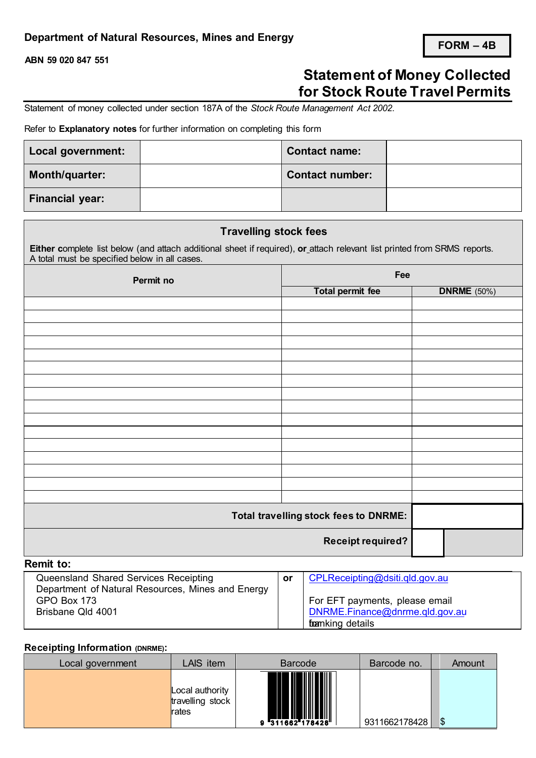**Department of Natural Resources, Mines and Energy**

**ABN 59 020 847 551**

**FORM – 4B**

# Statement of Money Collected for Stock Route Travel Permits

Statement of money collected under section 187A of the *Stock Route Management Act 2002*.

Refer to **Explanatory notes** for further information on completing this form

| **Local government:** | | **Contact name:** | |
|---|---|---|---|
| **Month/quarter:** | | **Contact number:** | |
| **Financial year:** | | | |

## Travelling stock fees

**Either** complete list below (and attach additional sheet if required), **or** attach relevant list printed from SRMS reports. A total must be specified below in all cases.

| Permit no | Fee | |
|---|---|---|
| | Total permit fee | DNRME (50%) |
| | | |
| | | |
| | | |
| | | |
| | | |
| | | |
| | | |
| | | |
| | | |
| | | |
| | | |
| | | |
| | | |
| | | |
| | | |
| | | |
| **Total travelling stock fees to DNRME:** | | |
| **Receipt required?** | | |

**Remit to:**

| | | |
|---|---|---|
| Queensland Shared Services Receipting<br>Department of Natural Resources, Mines and Energy<br>GPO Box 173<br>Brisbane Qld 4001 | **or** | CPLReceipting@dsiti.qld.gov.au<br><br>For EFT payments, please email DNRME.Finance@dnrme.qld.gov.au for banking details |

**Receipting Information (DNRME):**

| Local government | LAIS item | Barcode | Barcode no. | Amount |
|---|---|---|---|---|
| | Local authority travelling stock rates | 9 311662 178428 | 9311662178428 | $ |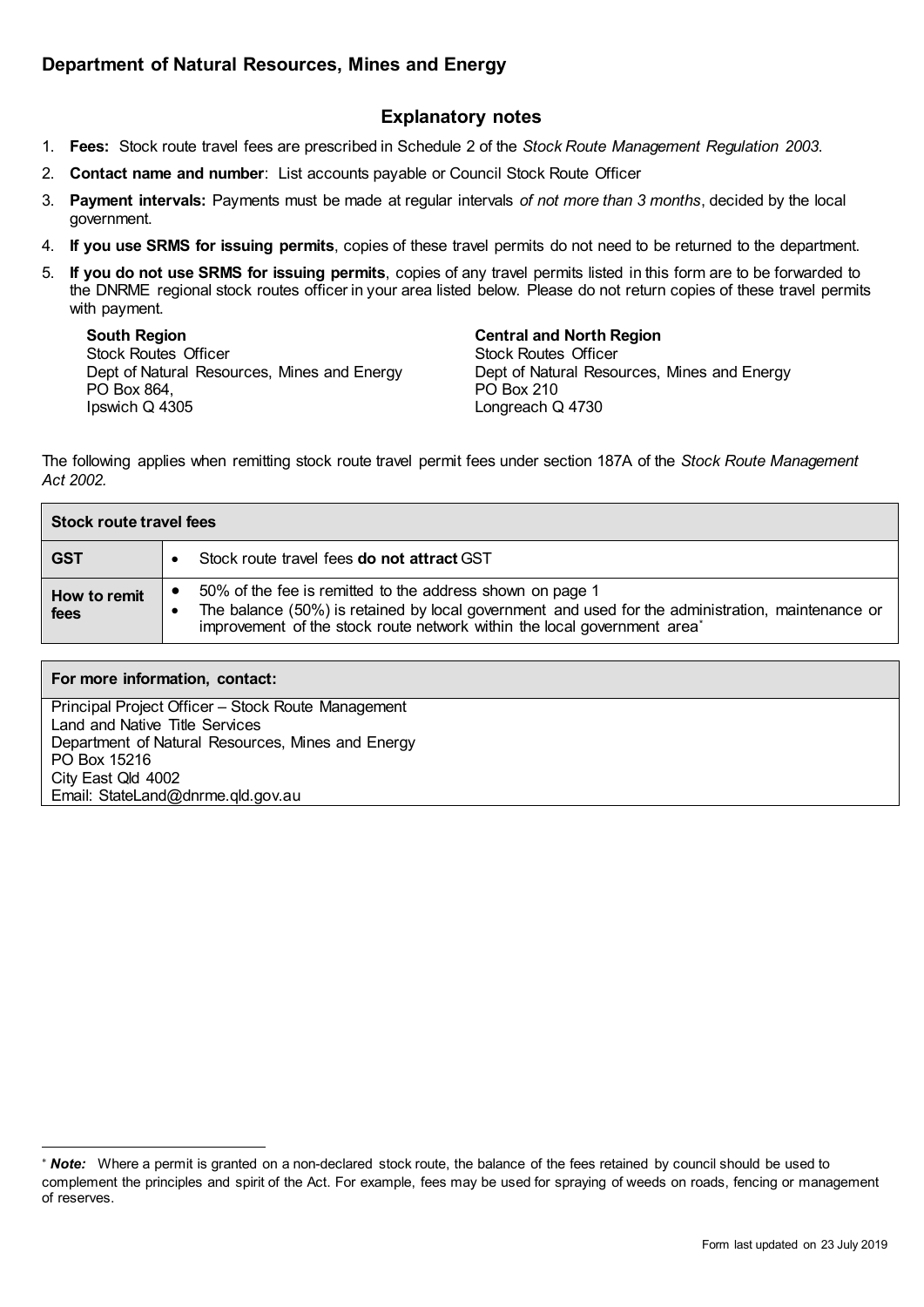## Department of Natural Resources, Mines and Energy

### Explanatory notes

1. **Fees:** Stock route travel fees are prescribed in Schedule 2 of the *Stock Route Management Regulation 2003*.
2. **Contact name and number**: List accounts payable or Council Stock Route Officer
3. **Payment intervals:** Payments must be made at regular intervals *of not more than 3 months*, decided by the local government.
4. **If you use SRMS for issuing permits**, copies of these travel permits do not need to be returned to the department.
5. **If you do not use SRMS for issuing permits**, copies of any travel permits listed in this form are to be forwarded to the DNRME regional stock routes officer in your area listed below. Please do not return copies of these travel permits with payment.

**South Region**
Stock Routes Officer
Dept of Natural Resources, Mines and Energy
PO Box 864,
Ipswich Q 4305

**Central and North Region**
Stock Routes Officer
Dept of Natural Resources, Mines and Energy
PO Box 210
Longreach Q 4730

The following applies when remitting stock route travel permit fees under section 187A of the *Stock Route Management Act 2002.*

| **Stock route travel fees** | |
|---|---|
| **GST** | • Stock route travel fees **do not attract** GST |
| **How to remit fees** | • 50% of the fee is remitted to the address shown on page 1<br>• The balance (50%) is retained by local government and used for the administration, maintenance or improvement of the stock route network within the local government area* |

| **For more information, contact:** |
|---|
| Principal Project Officer – Stock Route Management<br>Land and Native Title Services<br>Department of Natural Resources, Mines and Energy<br>PO Box 15216<br>City East Qld 4002<br>Email: StateLand@dnrme.qld.gov.au |

\* ***Note:*** Where a permit is granted on a non-declared stock route, the balance of the fees retained by council should be used to complement the principles and spirit of the Act. For example, fees may be used for spraying of weeds on roads, fencing or management of reserves.

Form last updated on 23 July 2019